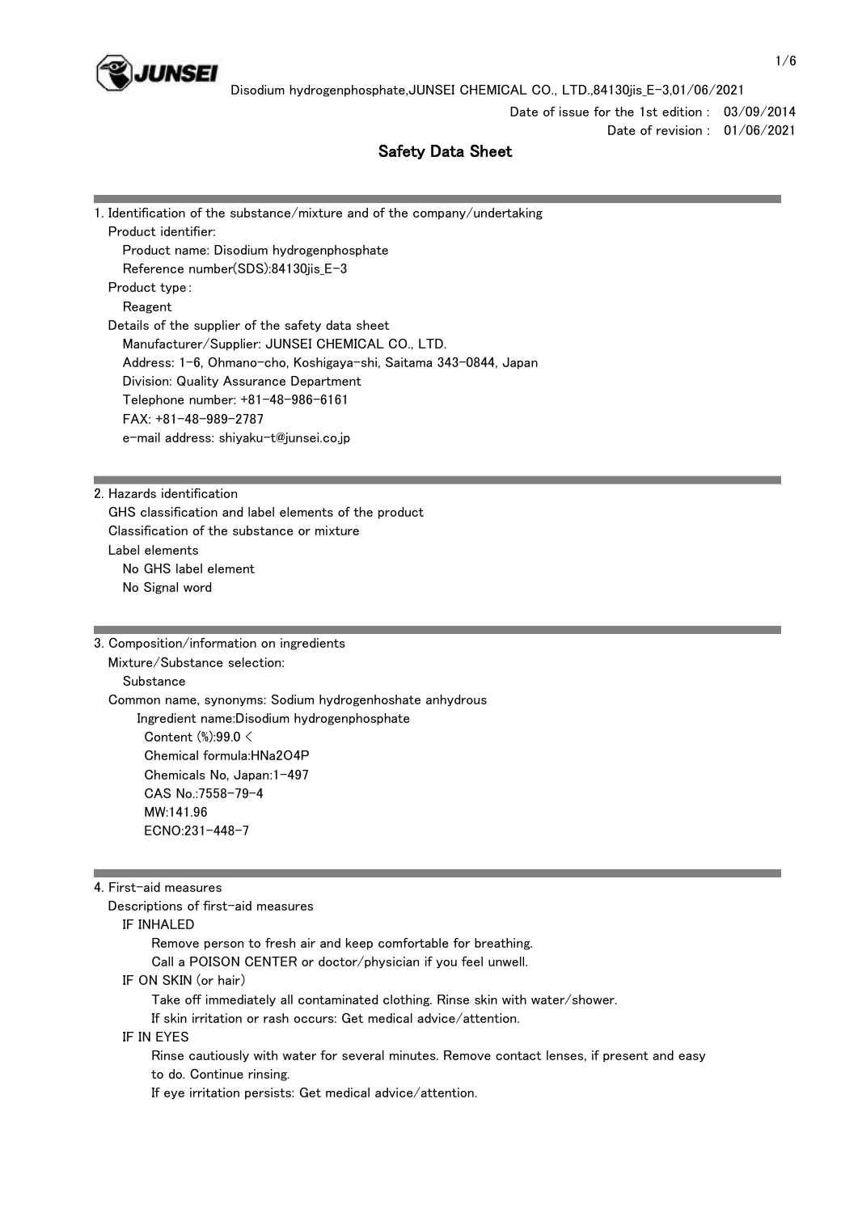Date of issue for the 1st edition : 03/09/2014
Date of revision : 01/06/2021

# Safety Data Sheet

## 1. Identification of the substance/mixture and of the company/undertaking

Product identifier:

Product name: Disodium hydrogenphosphate

Reference number(SDS):84130jis_E-3

Product type：

Reagent

Details of the supplier of the safety data sheet

Manufacturer/Supplier: JUNSEI CHEMICAL CO., LTD.

Address: 1-6, Ohmano-cho, Koshigaya-shi, Saitama 343-0844, Japan

Division: Quality Assurance Department

Telephone number: +81-48-986-6161

FAX: +81-48-989-2787

e-mail address: shiyaku-t@junsei.co.jp

## 2. Hazards identification

GHS classification and label elements of the product

Classification of the substance or mixture

Label elements

No GHS label element

No Signal word

## 3. Composition/information on ingredients

Mixture/Substance selection:

Substance

Common name, synonyms: Sodium hydrogenhoshate anhydrous

Ingredient name:Disodium hydrogenphosphate

Content (%):99.0 <

Chemical formula:HNa2O4P

Chemicals No, Japan:1-497

CAS No.:7558-79-4

MW:141.96

ECNO:231-448-7

## 4. First-aid measures

Descriptions of first-aid measures

IF INHALED

Remove person to fresh air and keep comfortable for breathing.
Call a POISON CENTER or doctor/physician if you feel unwell.

IF ON SKIN (or hair)

Take off immediately all contaminated clothing. Rinse skin with water/shower.
If skin irritation or rash occurs: Get medical advice/attention.

IF IN EYES

Rinse cautiously with water for several minutes. Remove contact lenses, if present and easy to do. Continue rinsing.
If eye irritation persists: Get medical advice/attention.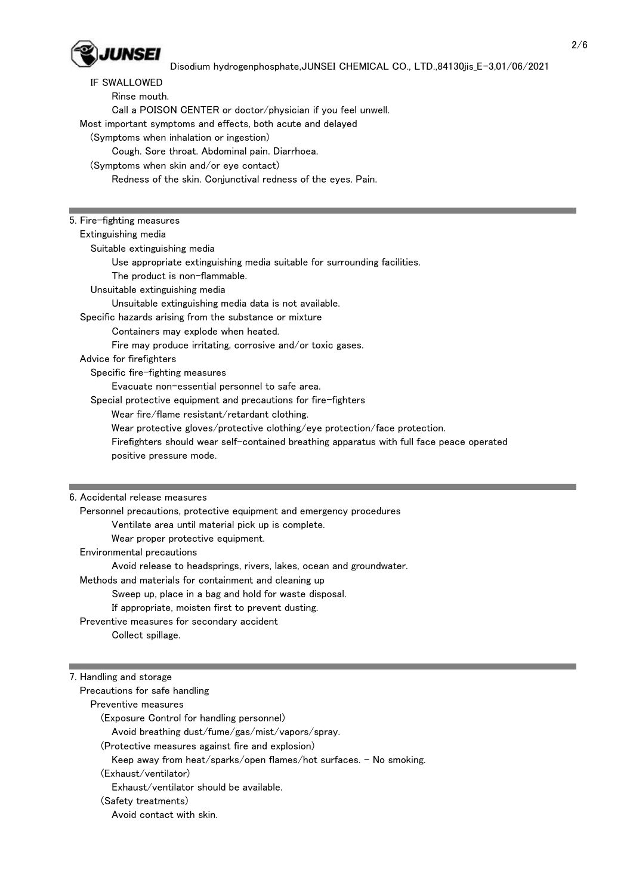IF SWALLOWED

Rinse mouth.

Call a POISON CENTER or doctor/physician if you feel unwell.

Most important symptoms and effects, both acute and delayed

(Symptoms when inhalation or ingestion)

Cough. Sore throat. Abdominal pain. Diarrhoea.

(Symptoms when skin and/or eye contact)

Redness of the skin. Conjunctival redness of the eyes. Pain.

## 5. Fire-fighting measures

Extinguishing media

Suitable extinguishing media

Use appropriate extinguishing media suitable for surrounding facilities.

The product is non-flammable.

Unsuitable extinguishing media

Unsuitable extinguishing media data is not available.

Specific hazards arising from the substance or mixture

Containers may explode when heated.

Fire may produce irritating, corrosive and/or toxic gases.

Advice for firefighters

Specific fire-fighting measures

Evacuate non-essential personnel to safe area.

Special protective equipment and precautions for fire-fighters

Wear fire/flame resistant/retardant clothing.

Wear protective gloves/protective clothing/eye protection/face protection.

Firefighters should wear self-contained breathing apparatus with full face peace operated positive pressure mode.

## 6. Accidental release measures

Personnel precautions, protective equipment and emergency procedures

Ventilate area until material pick up is complete.

Wear proper protective equipment.

Environmental precautions

Avoid release to headsprings, rivers, lakes, ocean and groundwater.

Methods and materials for containment and cleaning up

Sweep up, place in a bag and hold for waste disposal.

If appropriate, moisten first to prevent dusting.

Preventive measures for secondary accident

Collect spillage.

## 7. Handling and storage

Precautions for safe handling

Preventive measures

(Exposure Control for handling personnel)

Avoid breathing dust/fume/gas/mist/vapors/spray.

(Protective measures against fire and explosion)

Keep away from heat/sparks/open flames/hot surfaces. - No smoking.

(Exhaust/ventilator)

Exhaust/ventilator should be available.

(Safety treatments)

Avoid contact with skin.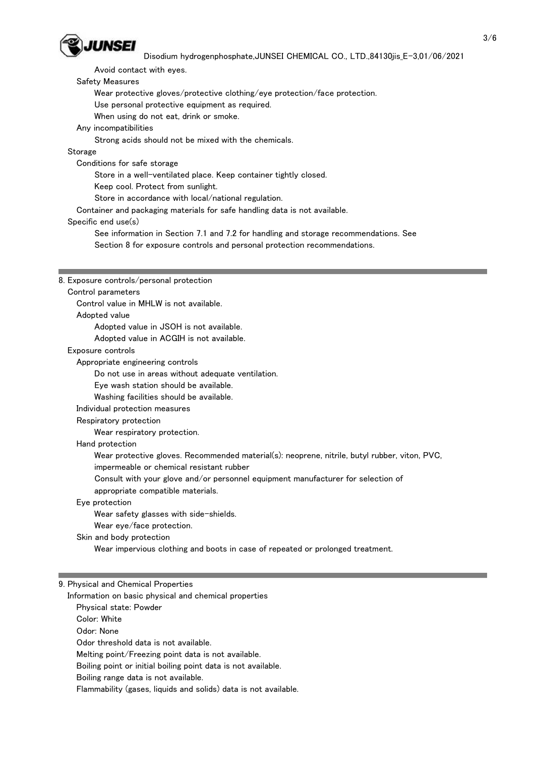Avoid contact with eyes.

Safety Measures

Wear protective gloves/protective clothing/eye protection/face protection.
Use personal protective equipment as required.
When using do not eat, drink or smoke.

Any incompatibilities

Strong acids should not be mixed with the chemicals.

Storage

Conditions for safe storage

Store in a well-ventilated place. Keep container tightly closed.
Keep cool. Protect from sunlight.
Store in accordance with local/national regulation.

Container and packaging materials for safe handling data is not available.

Specific end use(s)

See information in Section 7.1 and 7.2 for handling and storage recommendations. See Section 8 for exposure controls and personal protection recommendations.

## 8. Exposure controls/personal protection

Control parameters

Control value in MHLW is not available.

Adopted value

Adopted value in JSOH is not available.
Adopted value in ACGIH is not available.

Exposure controls

Appropriate engineering controls

Do not use in areas without adequate ventilation.
Eye wash station should be available.
Washing facilities should be available.

Individual protection measures

Respiratory protection

Wear respiratory protection.

Hand protection

Wear protective gloves. Recommended material(s): neoprene, nitrile, butyl rubber, viton, PVC, impermeable or chemical resistant rubber
Consult with your glove and/or personnel equipment manufacturer for selection of appropriate compatible materials.

Eye protection

Wear safety glasses with side-shields.
Wear eye/face protection.

Skin and body protection

Wear impervious clothing and boots in case of repeated or prolonged treatment.

## 9. Physical and Chemical Properties

Information on basic physical and chemical properties

Physical state: Powder
Color: White
Odor: None
Odor threshold data is not available.
Melting point/Freezing point data is not available.
Boiling point or initial boiling point data is not available.
Boiling range data is not available.
Flammability (gases, liquids and solids) data is not available.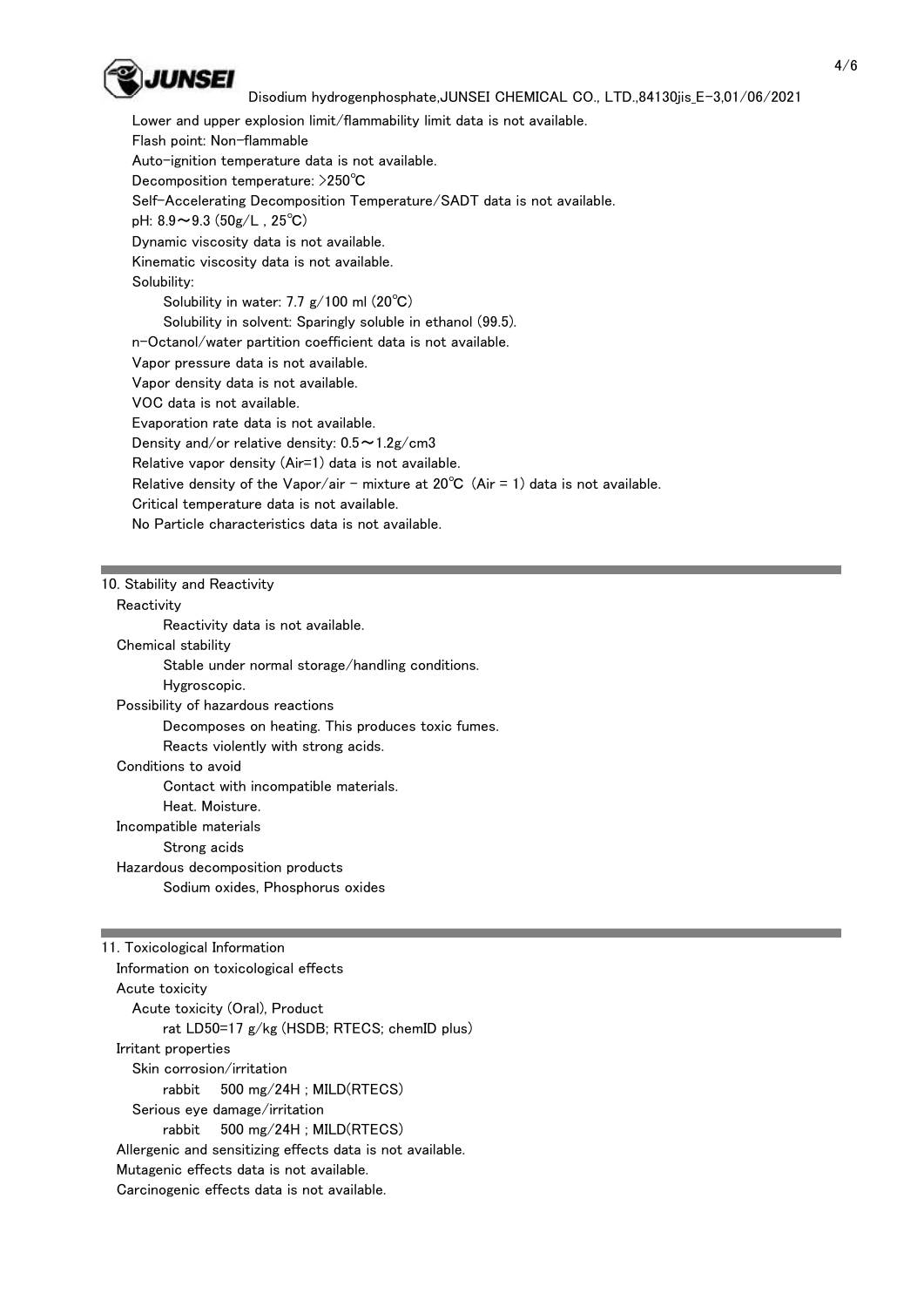Lower and upper explosion limit/flammability limit data is not available.
Flash point: Non-flammable
Auto-ignition temperature data is not available.
Decomposition temperature: >250℃
Self-Accelerating Decomposition Temperature/SADT data is not available.
pH: 8.9～9.3 (50g/L , 25℃)
Dynamic viscosity data is not available.
Kinematic viscosity data is not available.
Solubility:
Solubility in water: 7.7 g/100 ml (20℃)
Solubility in solvent: Sparingly soluble in ethanol (99.5).
n-Octanol/water partition coefficient data is not available.
Vapor pressure data is not available.
Vapor density data is not available.
VOC data is not available.
Evaporation rate data is not available.
Density and/or relative density: 0.5～1.2g/cm3
Relative vapor density (Air=1) data is not available.
Relative density of the Vapor/air - mixture at 20℃ (Air = 1) data is not available.
Critical temperature data is not available.
No Particle characteristics data is not available.

## 10. Stability and Reactivity

Reactivity
Reactivity data is not available.

Chemical stability
Stable under normal storage/handling conditions.
Hygroscopic.

Possibility of hazardous reactions
Decomposes on heating. This produces toxic fumes.
Reacts violently with strong acids.

Conditions to avoid
Contact with incompatible materials.
Heat. Moisture.

Incompatible materials
Strong acids

Hazardous decomposition products
Sodium oxides, Phosphorus oxides

## 11. Toxicological Information

Information on toxicological effects

Acute toxicity
Acute toxicity (Oral), Product
rat LD50=17 g/kg (HSDB; RTECS; chemID plus)

Irritant properties
Skin corrosion/irritation
rabbit 500 mg/24H ; MILD(RTECS)
Serious eye damage/irritation
rabbit 500 mg/24H ; MILD(RTECS)

Allergenic and sensitizing effects data is not available.
Mutagenic effects data is not available.
Carcinogenic effects data is not available.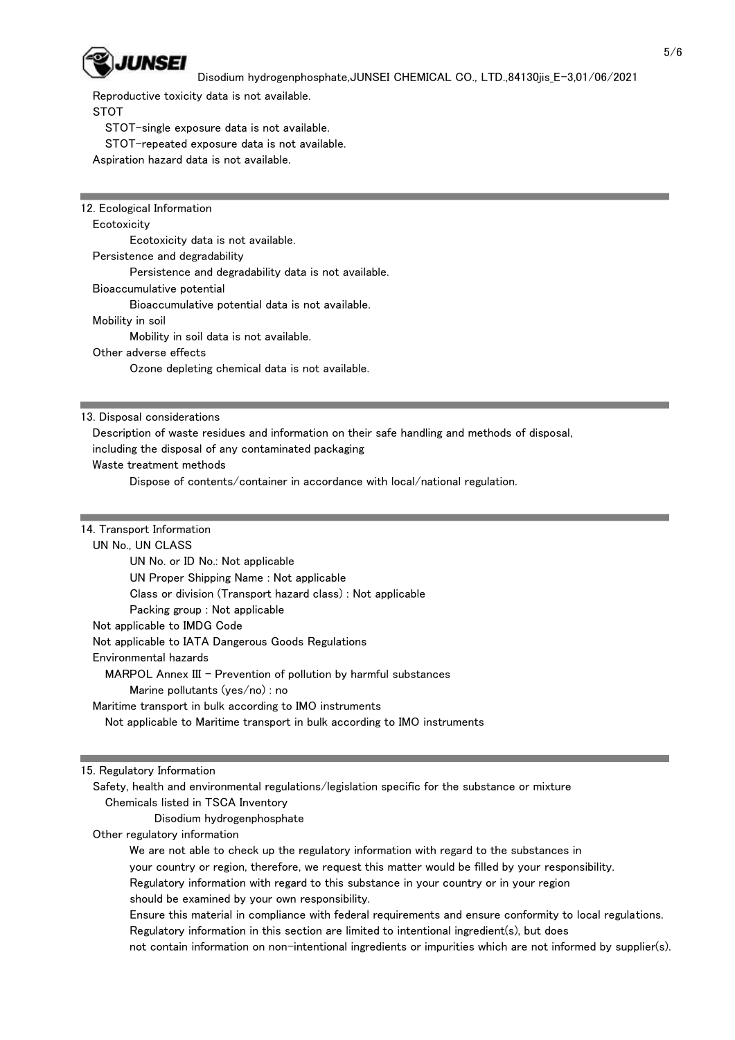Reproductive toxicity data is not available.

STOT

STOT-single exposure data is not available.

STOT-repeated exposure data is not available.

Aspiration hazard data is not available.

## 12. Ecological Information

Ecotoxicity

Ecotoxicity data is not available.

Persistence and degradability

Persistence and degradability data is not available.

Bioaccumulative potential

Bioaccumulative potential data is not available.

Mobility in soil

Mobility in soil data is not available.

Other adverse effects

Ozone depleting chemical data is not available.

## 13. Disposal considerations

Description of waste residues and information on their safe handling and methods of disposal, including the disposal of any contaminated packaging

Waste treatment methods

Dispose of contents/container in accordance with local/national regulation.

## 14. Transport Information

UN No., UN CLASS

UN No. or ID No.: Not applicable

UN Proper Shipping Name : Not applicable

Class or division (Transport hazard class) : Not applicable

Packing group : Not applicable

Not applicable to IMDG Code

Not applicable to IATA Dangerous Goods Regulations

Environmental hazards

MARPOL Annex III - Prevention of pollution by harmful substances

Marine pollutants (yes/no) : no

Maritime transport in bulk according to IMO instruments

Not applicable to Maritime transport in bulk according to IMO instruments

## 15. Regulatory Information

Safety, health and environmental regulations/legislation specific for the substance or mixture

Chemicals listed in TSCA Inventory

Disodium hydrogenphosphate

Other regulatory information

We are not able to check up the regulatory information with regard to the substances in your country or region, therefore, we request this matter would be filled by your responsibility.
Regulatory information with regard to this substance in your country or in your region should be examined by your own responsibility.
Ensure this material in compliance with federal requirements and ensure conformity to local regulations.
Regulatory information in this section are limited to intentional ingredient(s), but does not contain information on non-intentional ingredients or impurities which are not informed by supplier(s).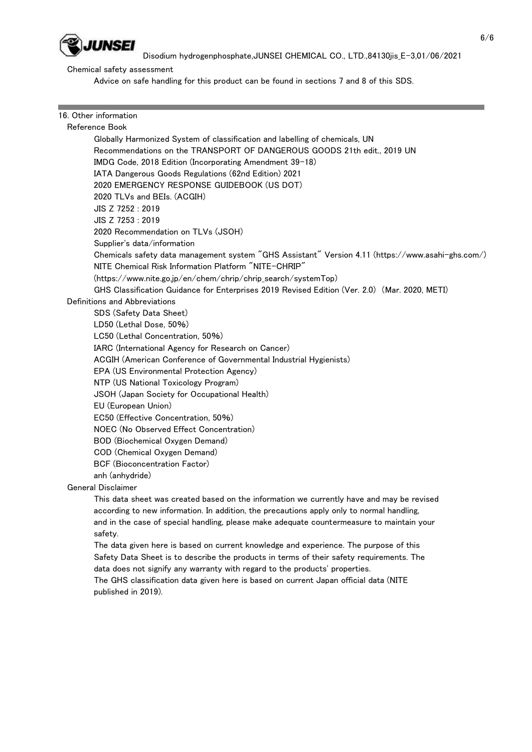Chemical safety assessment

Advice on safe handling for this product can be found in sections 7 and 8 of this SDS.

## 16. Other information

**Reference Book**

Globally Harmonized System of classification and labelling of chemicals, UN
Recommendations on the TRANSPORT OF DANGEROUS GOODS 21th edit., 2019 UN
IMDG Code, 2018 Edition (Incorporating Amendment 39-18)
IATA Dangerous Goods Regulations (62nd Edition) 2021
2020 EMERGENCY RESPONSE GUIDEBOOK (US DOT)
2020 TLVs and BEIs. (ACGIH)
JIS Z 7252 : 2019
JIS Z 7253 : 2019
2020 Recommendation on TLVs (JSOH)
Supplier's data/information
Chemicals safety data management system "GHS Assistant" Version 4.11 (https://www.asahi-ghs.com/)
NITE Chemical Risk Information Platform "NITE-CHRIP"
(https://www.nite.go.jp/en/chem/chrip/chrip_search/systemTop)
GHS Classification Guidance for Enterprises 2019 Revised Edition (Ver. 2.0) (Mar. 2020, METI)

**Definitions and Abbreviations**

SDS (Safety Data Sheet)
LD50 (Lethal Dose, 50%)
LC50 (Lethal Concentration, 50%)
IARC (International Agency for Research on Cancer)
ACGIH (American Conference of Governmental Industrial Hygienists)
EPA (US Environmental Protection Agency)
NTP (US National Toxicology Program)
JSOH (Japan Society for Occupational Health)
EU (European Union)
EC50 (Effective Concentration, 50%)
NOEC (No Observed Effect Concentration)
BOD (Biochemical Oxygen Demand)
COD (Chemical Oxygen Demand)
BCF (Bioconcentration Factor)
anh (anhydride)

**General Disclaimer**

This data sheet was created based on the information we currently have and may be revised according to new information. In addition, the precautions apply only to normal handling, and in the case of special handling, please make adequate countermeasure to maintain your safety.

The data given here is based on current knowledge and experience. The purpose of this Safety Data Sheet is to describe the products in terms of their safety requirements. The data does not signify any warranty with regard to the products' properties.

The GHS classification data given here is based on current Japan official data (NITE published in 2019).